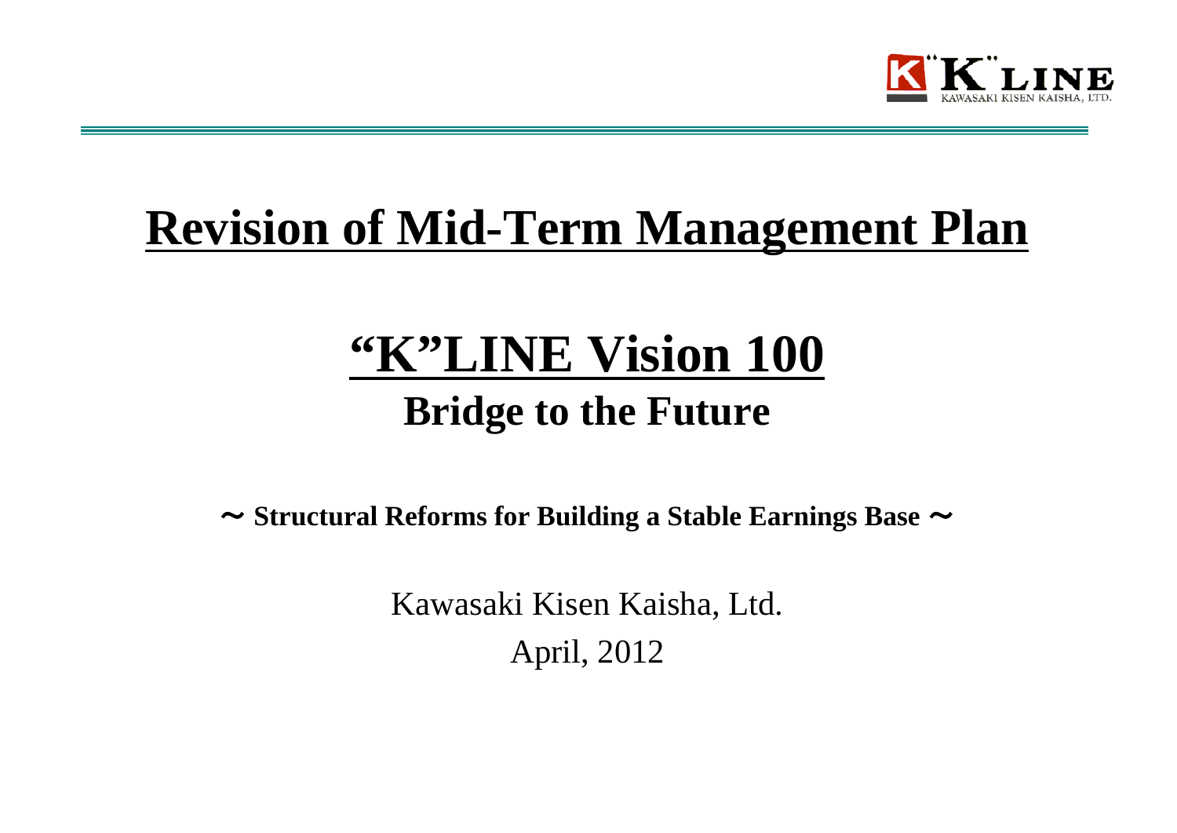# Revision of Mid-Term Management Plan

# "K"LINE Vision 100

## Bridge to the Future

**～ Structural Reforms for Building a Stable Earnings Base ～**

Kawasaki Kisen Kaisha, Ltd.

April, 2012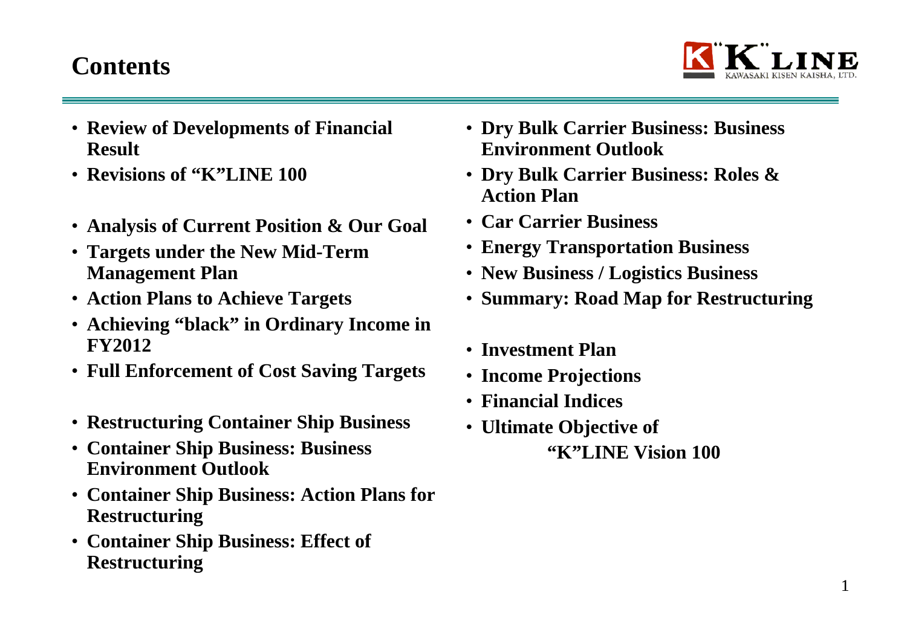# Contents

- **Review of Developments of Financial Result**
- **Revisions of "K"LINE 100**

- **Analysis of Current Position & Our Goal**
- **Targets under the New Mid-Term Management Plan**
- **Action Plans to Achieve Targets**
- **Achieving "black" in Ordinary Income in FY2012**
- **Full Enforcement of Cost Saving Targets**

- **Restructuring Container Ship Business**
- **Container Ship Business: Business Environment Outlook**
- **Container Ship Business: Action Plans for Restructuring**
- **Container Ship Business: Effect of Restructuring**
- **Dry Bulk Carrier Business: Business Environment Outlook**
- **Dry Bulk Carrier Business: Roles & Action Plan**
- **Car Carrier Business**
- **Energy Transportation Business**
- **New Business / Logistics Business**
- **Summary: Road Map for Restructuring**

- **Investment Plan**
- **Income Projections**
- **Financial Indices**
- **Ultimate Objective of "K"LINE Vision 100**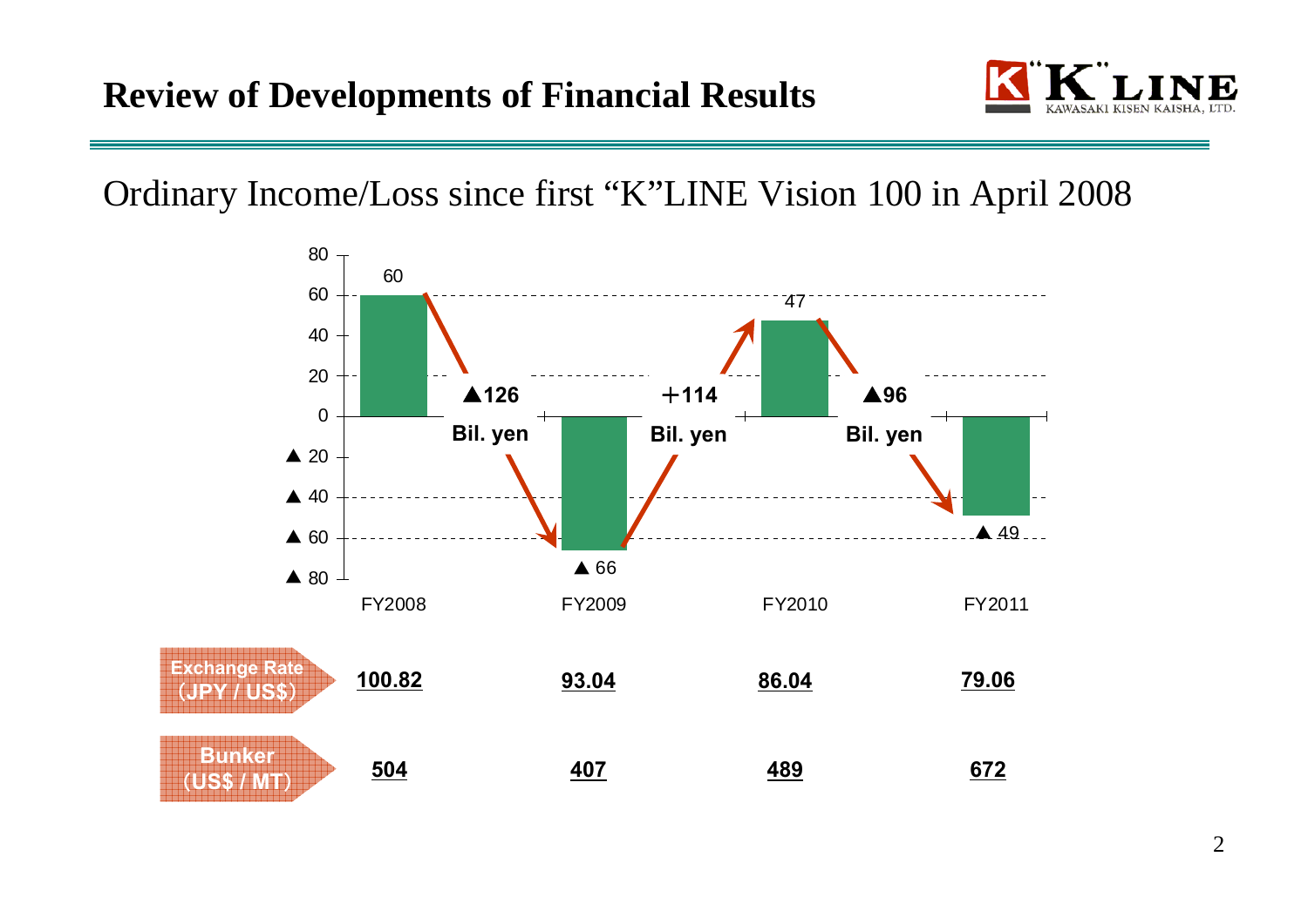# Review of Developments of Financial Results

## Ordinary Income/Loss since first "K"LINE Vision 100 in April 2008

| | FY2008 | FY2009 | FY2010 | FY2011 |
|---|---|---|---|---|
| Ordinary Income/Loss (Bil. yen) | 60 | ▲ 66 | 47 | ▲ 49 |

Changes: FY2008 → FY2009: ▲126 Bil. yen; FY2009 → FY2010: +114 Bil. yen; FY2010 → FY2011: ▲96 Bil. yen

| | FY2008 | FY2009 | FY2010 | FY2011 |
|---|---|---|---|---|
| Exchange Rate (JPY / US$) | 100.82 | 93.04 | 86.04 | 79.06 |
| Bunker (US$ / MT) | 504 | 407 | 489 | 672 |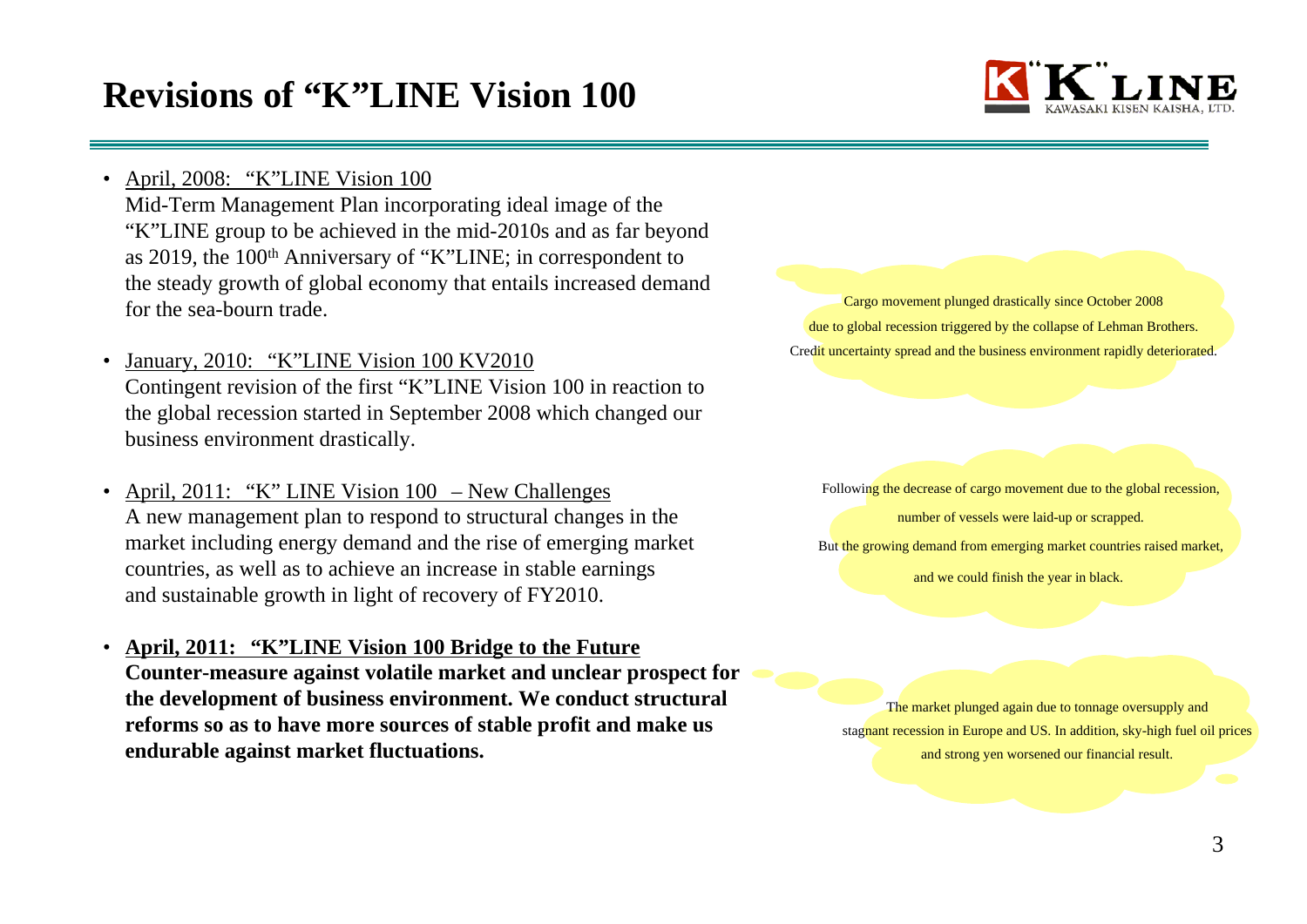# Revisions of "K"LINE Vision 100

- April, 2008: "K"LINE Vision 100
  Mid-Term Management Plan incorporating ideal image of the "K"LINE group to be achieved in the mid-2010s and as far beyond as 2019, the 100th Anniversary of "K"LINE; in correspondent to the steady growth of global economy that entails increased demand for the sea-bourn trade.

- January, 2010: "K"LINE Vision 100 KV2010
  Contingent revision of the first "K"LINE Vision 100 in reaction to the global recession started in September 2008 which changed our business environment drastically.

- April, 2011: "K" LINE Vision 100 – New Challenges
  A new management plan to respond to structural changes in the market including energy demand and the rise of emerging market countries, as well as to achieve an increase in stable earnings and sustainable growth in light of recovery of FY2010.

- **April, 2011: "K"LINE Vision 100 Bridge to the Future**
  **Counter-measure against volatile market and unclear prospect for the development of business environment. We conduct structural reforms so as to have more sources of stable profit and make us endurable against market fluctuations.**

Cargo movement plunged drastically since October 2008 due to global recession triggered by the collapse of Lehman Brothers. Credit uncertainty spread and the business environment rapidly deteriorated.

Following the decrease of cargo movement due to the global recession, number of vessels were laid-up or scrapped. But the growing demand from emerging market countries raised market, and we could finish the year in black.

The market plunged again due to tonnage oversupply and stagnant recession in Europe and US. In addition, sky-high fuel oil prices and strong yen worsened our financial result.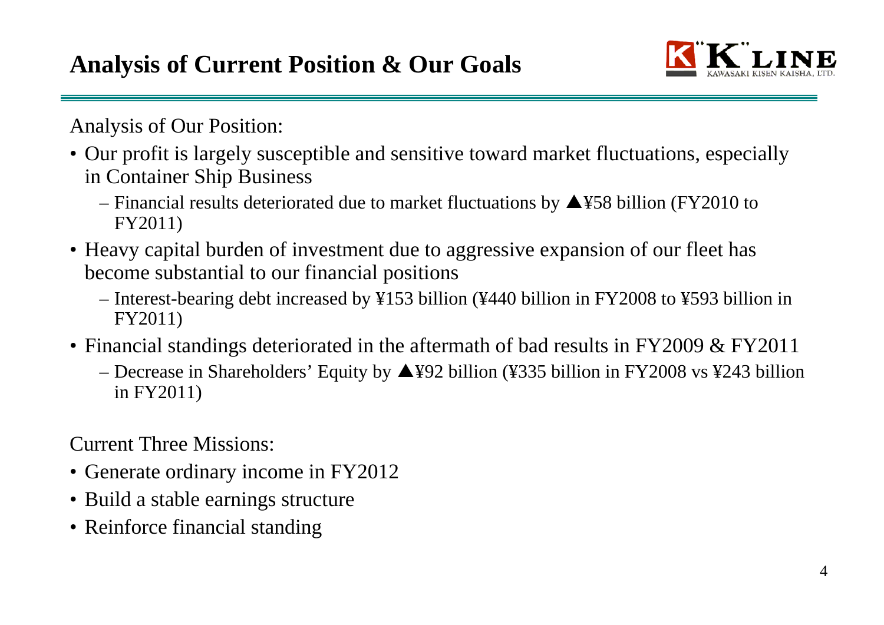# Analysis of Current Position & Our Goals

Analysis of Our Position:

- Our profit is largely susceptible and sensitive toward market fluctuations, especially in Container Ship Business
  - Financial results deteriorated due to market fluctuations by ▲¥58 billion (FY2010 to FY2011)
- Heavy capital burden of investment due to aggressive expansion of our fleet has become substantial to our financial positions
  - Interest-bearing debt increased by ¥153 billion (¥440 billion in FY2008 to ¥593 billion in FY2011)
- Financial standings deteriorated in the aftermath of bad results in FY2009 & FY2011
  - Decrease in Shareholders' Equity by ▲¥92 billion (¥335 billion in FY2008 vs ¥243 billion in FY2011)

Current Three Missions:

- Generate ordinary income in FY2012
- Build a stable earnings structure
- Reinforce financial standing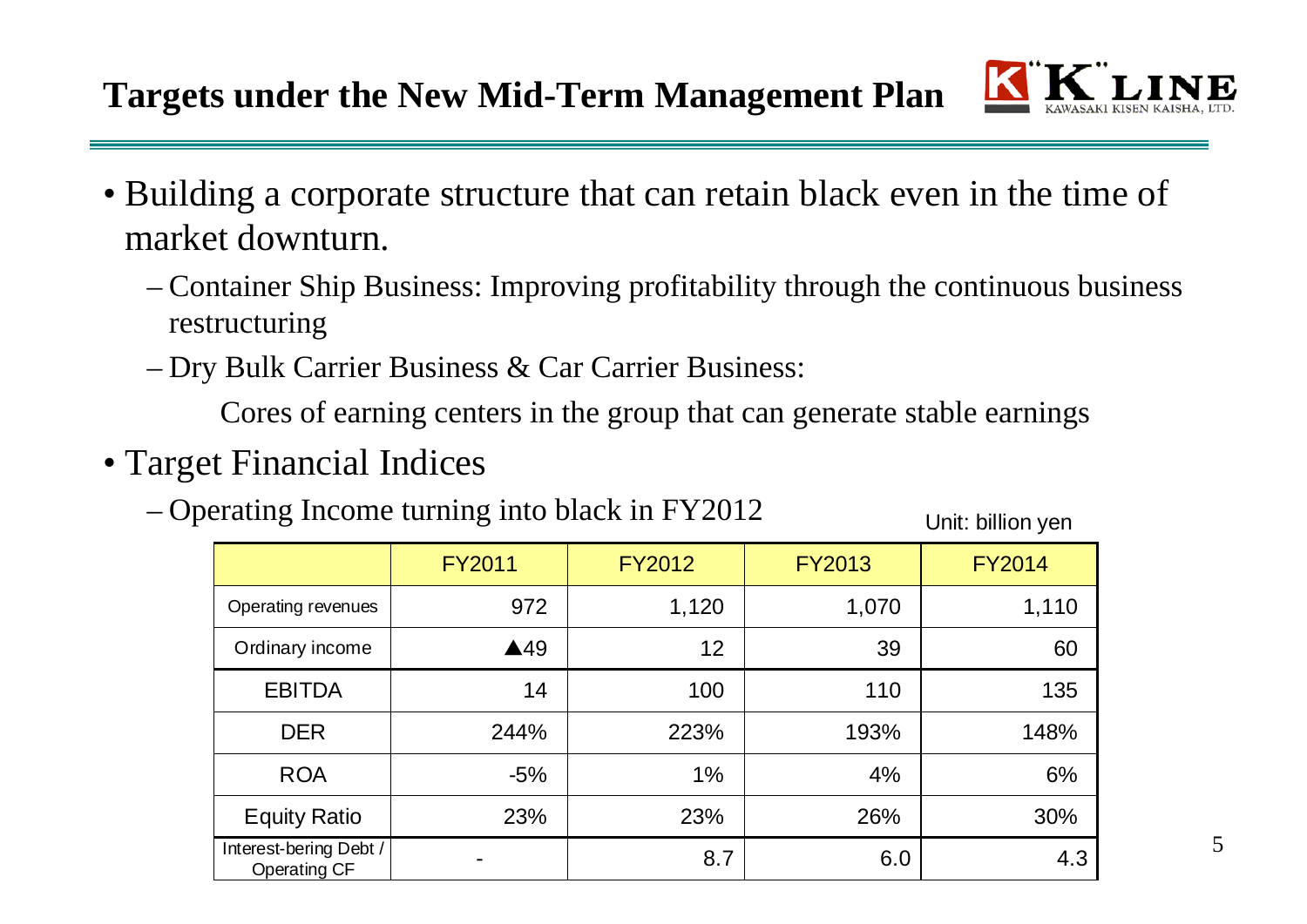# Targets under the New Mid-Term Management Plan

- Building a corporate structure that can retain black even in the time of market downturn.
  - Container Ship Business: Improving profitability through the continuous business restructuring
  - Dry Bulk Carrier Business & Car Carrier Business:

    Cores of earning centers in the group that can generate stable earnings
- Target Financial Indices
  - Operating Income turning into black in FY2012

Unit: billion yen

| | FY2011 | FY2012 | FY2013 | FY2014 |
|---|---|---|---|---|
| Operating revenues | 972 | 1,120 | 1,070 | 1,110 |
| Ordinary income | ▲49 | 12 | 39 | 60 |
| EBITDA | 14 | 100 | 110 | 135 |
| DER | 244% | 223% | 193% | 148% |
| ROA | -5% | 1% | 4% | 6% |
| Equity Ratio | 23% | 23% | 26% | 30% |
| Interest-bering Debt / Operating CF | - | 8.7 | 6.0 | 4.3 |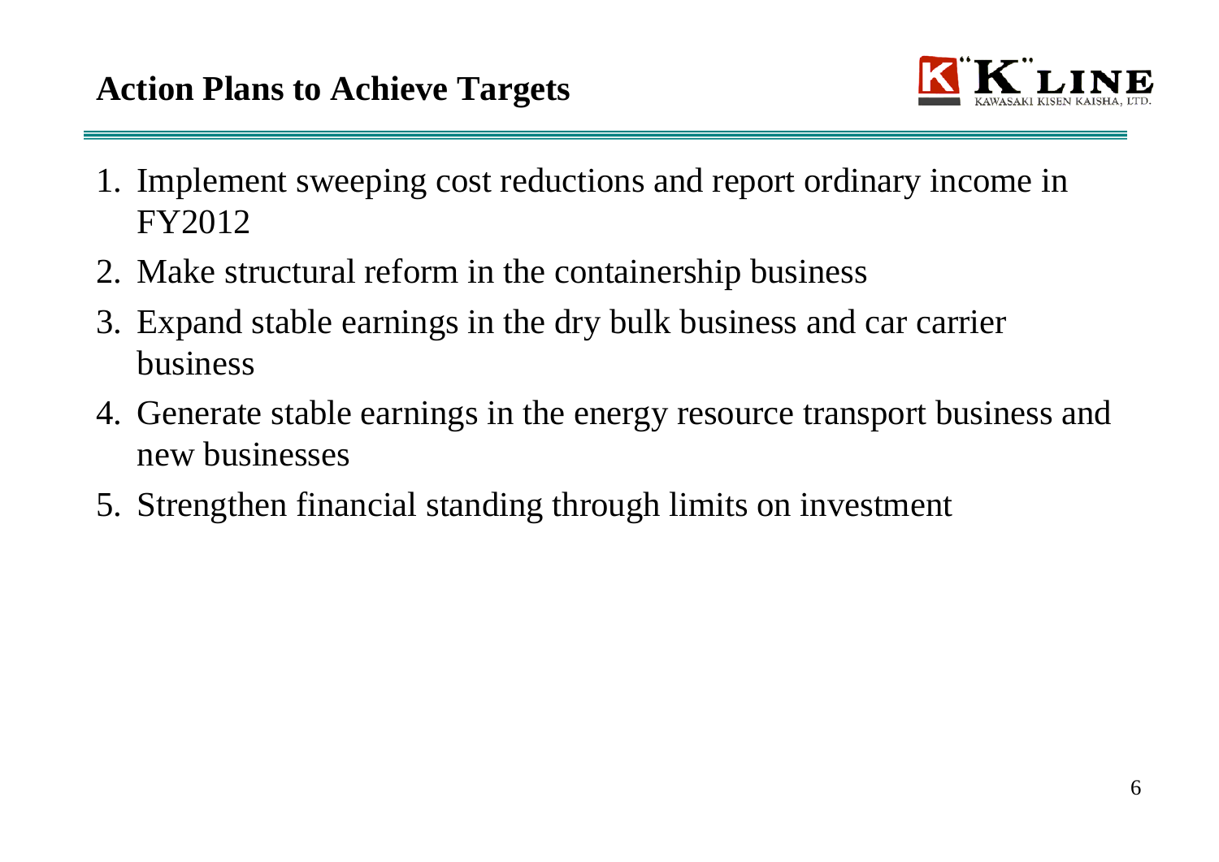# Action Plans to Achieve Targets

1. Implement sweeping cost reductions and report ordinary income in FY2012
2. Make structural reform in the containership business
3. Expand stable earnings in the dry bulk business and car carrier business
4. Generate stable earnings in the energy resource transport business and new businesses
5. Strengthen financial standing through limits on investment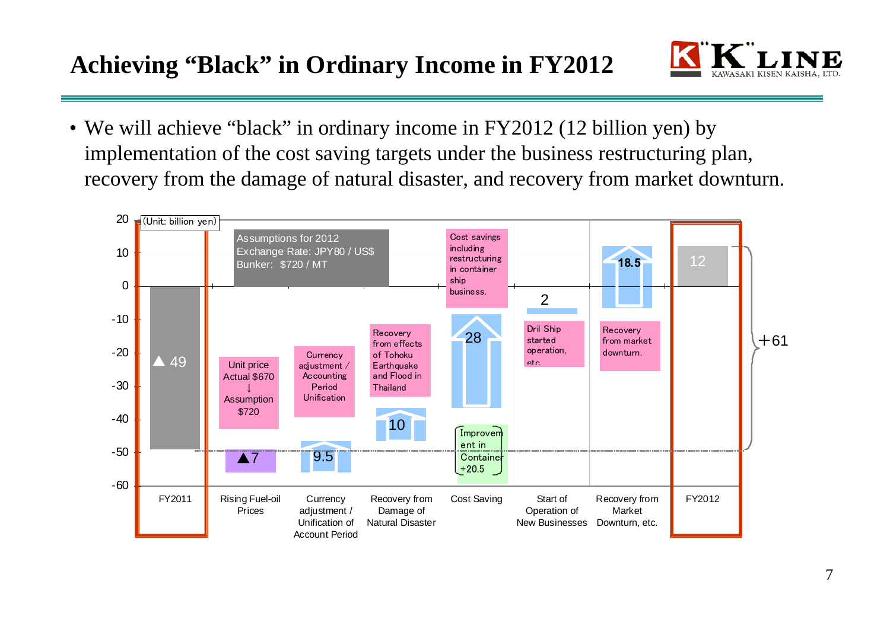# Achieving "Black" in Ordinary Income in FY2012

- We will achieve "black" in ordinary income in FY2012 (12 billion yen) by implementation of the cost saving targets under the business restructuring plan, recovery from the damage of natural disaster, and recovery from market downturn.

(Unit: billion yen)

Assumptions for 2012
Exchange Rate: JPY80 / US$
Bunker: $720 / MT

| Item | Amount | Note |
|---|---|---|
| FY2011 | ▲49 | |
| Rising Fuel-oil Prices | ▲7 | Unit price Actual $670 ↓ Assumption $720 |
| Currency adjustment / Unification of Account Period | 9.5 | Currency adjustment / Accounting Period Unification |
| Recovery from Damage of Natural Disaster | 10 | Recovery from effects of Tohoku Earthquake and Flood in Thailand |
| Cost Saving | 28 | Cost savings including restructuring in container ship business. (Improvement in Container +20.5) |
| Start of Operation of New Businesses | 2 | Dril Ship started operation, etc. |
| Recovery from Market Downturn, etc. | 18.5 | Recovery from market downturn. |
| FY2012 | 12 | |

Total improvement: +61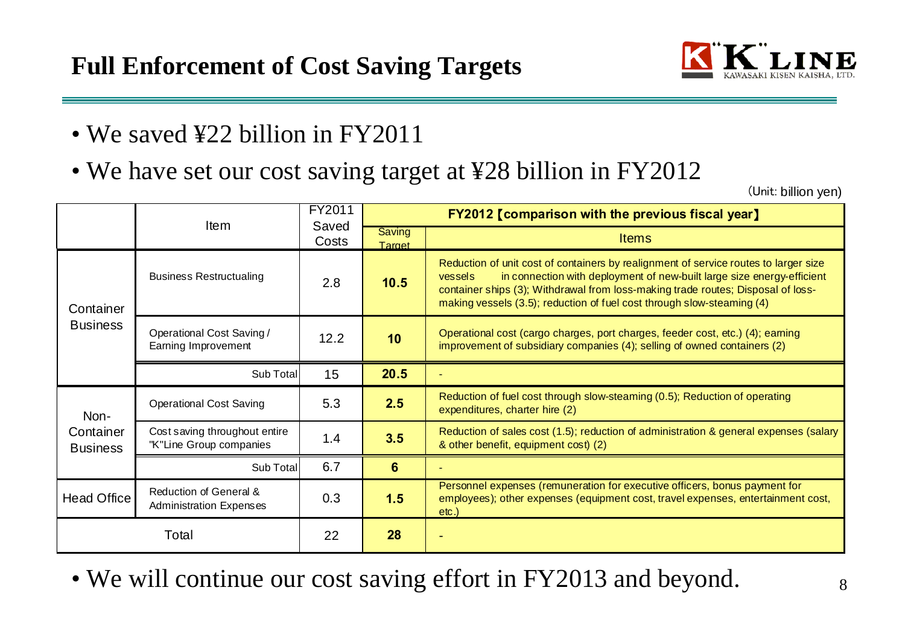# Full Enforcement of Cost Saving Targets

- We saved ¥22 billion in FY2011
- We have set our cost saving target at ¥28 billion in FY2012

(Unit: billion yen)

| | Item | FY2011 Saved Costs | FY2012【comparison with the previous fiscal year】 | |
|---|---|---|---|---|
| | | | Saving Target | Items |
| Container Business | Business Restructualing | 2.8 | **10.5** | Reduction of unit cost of containers by realignment of service routes to larger size vessels in connection with deployment of new-built large size energy-efficient container ships (3); Withdrawal from loss-making trade routes; Disposal of loss-making vessels (3.5); reduction of fuel cost through slow-steaming (4) |
| | Operational Cost Saving / Earning Improvement | 12.2 | **10** | Operational cost (cargo charges, port charges, feeder cost, etc.) (4); earning improvement of subsidiary companies (4); selling of owned containers (2) |
| | Sub Total | 15 | **20.5** | - |
| Non-Container Business | Operational Cost Saving | 5.3 | **2.5** | Reduction of fuel cost through slow-steaming (0.5); Reduction of operating expenditures, charter hire (2) |
| | Cost saving throughout entire "K"Line Group companies | 1.4 | **3.5** | Reduction of sales cost (1.5); reduction of administration & general expenses (salary & other benefit, equipment cost) (2) |
| | Sub Total | 6.7 | **6** | - |
| Head Office | Reduction of General & Administration Expenses | 0.3 | **1.5** | Personnel expenses (remuneration for executive officers, bonus payment for employees); other expenses (equipment cost, travel expenses, entertainment cost, etc.) |
| Total | | 22 | **28** | - |

- We will continue our cost saving effort in FY2013 and beyond.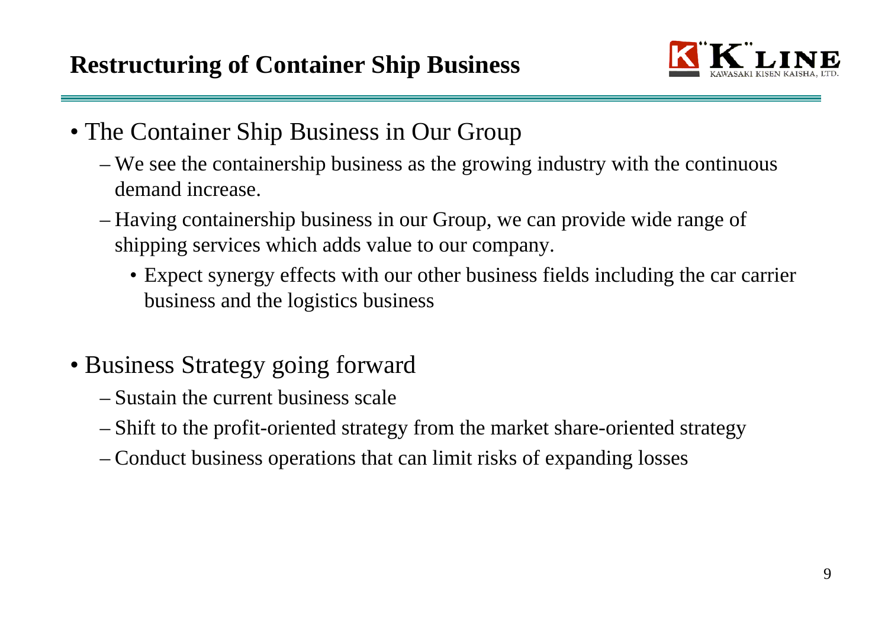# Restructuring of Container Ship Business

- The Container Ship Business in Our Group
  - We see the containership business as the growing industry with the continuous demand increase.
  - Having containership business in our Group, we can provide wide range of shipping services which adds value to our company.
    - Expect synergy effects with our other business fields including the car carrier business and the logistics business

- Business Strategy going forward
  - Sustain the current business scale
  - Shift to the profit-oriented strategy from the market share-oriented strategy
  - Conduct business operations that can limit risks of expanding losses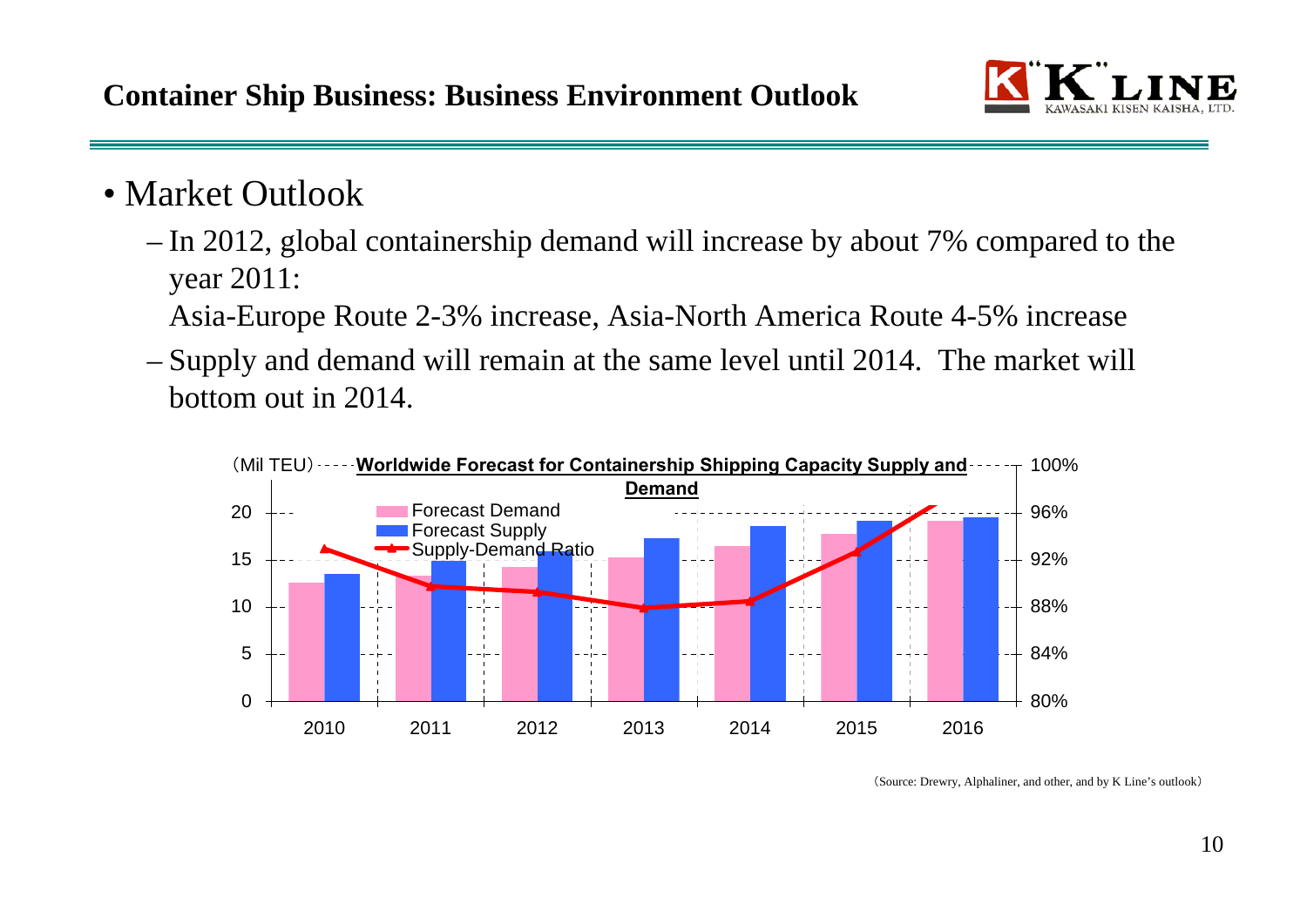## Container Ship Business: Business Environment Outlook

- Market Outlook
  - In 2012, global containership demand will increase by about 7% compared to the year 2011:
    Asia-Europe Route 2-3% increase, Asia-North America Route 4-5% increase
  - Supply and demand will remain at the same level until 2014. The market will bottom out in 2014.

**Worldwide Forecast for Containership Shipping Capacity Supply and Demand**

(Mil TEU)

Legend: Forecast Demand, Forecast Supply, Supply-Demand Ratio

Years: 2010, 2011, 2012, 2013, 2014, 2015, 2016

Left axis: 0, 5, 10, 15, 20 — Right axis: 80%, 84%, 88%, 92%, 96%, 100%

(Source: Drewry, Alphaliner, and other, and by K Line's outlook)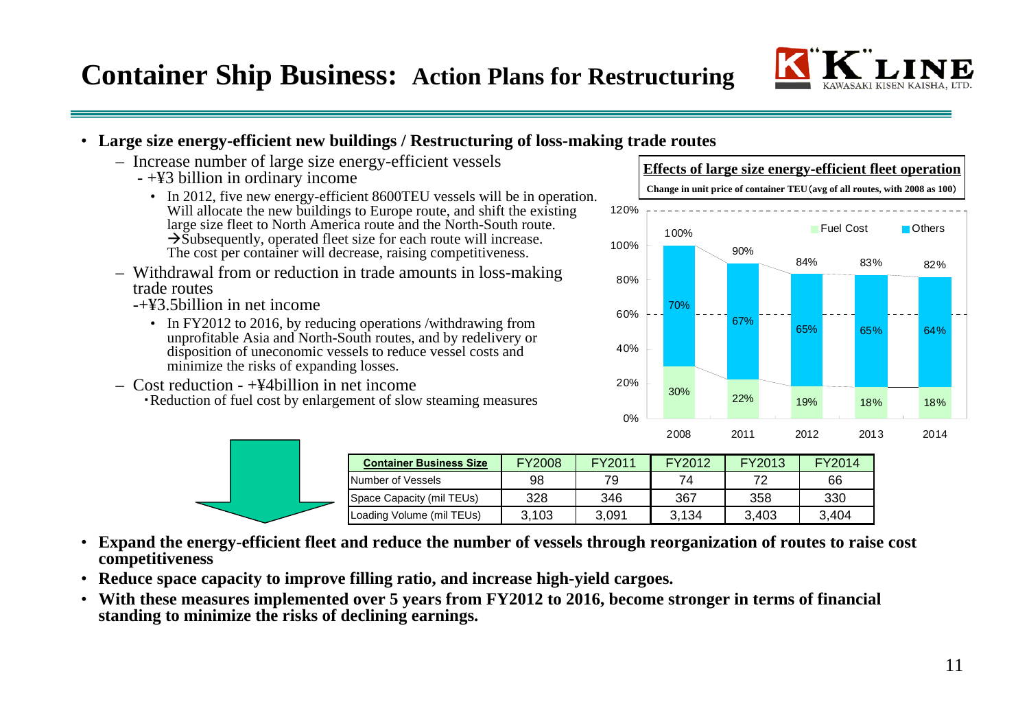# Container Ship Business: Action Plans for Restructuring

- **Large size energy-efficient new buildings / Restructuring of loss-making trade routes**
  - Increase number of large size energy-efficient vessels
    - +¥3 billion in ordinary income
      - In 2012, five new energy-efficient 8600TEU vessels will be in operation. Will allocate the new buildings to Europe route, and shift the existing large size fleet to North America route and the North-South route. →Subsequently, operated fleet size for each route will increase. The cost per container will decrease, raising competitiveness.
  - Withdrawal from or reduction in trade amounts in loss-making trade routes
    - -+¥3.5billion in net income
      - In FY2012 to 2016, by reducing operations /withdrawing from unprofitable Asia and North-South routes, and by redelivery or disposition of uneconomic vessels to reduce vessel costs and minimize the risks of expanding losses.
  - Cost reduction - +¥4billion in net income
    - ・Reduction of fuel cost by enlargement of slow steaming measures

**Effects of large size energy-efficient fleet operation**

**Change in unit price of container TEU (avg of all routes, with 2008 as 100)**

| | 2008 | 2011 | 2012 | 2013 | 2014 |
|---|---|---|---|---|---|
| Fuel Cost | 30% | 22% | 19% | 18% | 18% |
| Others | 70% | 67% | 65% | 65% | 64% |
| Total | 100% | 90% | 84% | 83% | 82% |

| Container Business Size | FY2008 | FY2011 | FY2012 | FY2013 | FY2014 |
|---|---|---|---|---|---|
| Number of Vessels | 98 | 79 | 74 | 72 | 66 |
| Space Capacity (mil TEUs) | 328 | 346 | 367 | 358 | 330 |
| Loading Volume (mil TEUs) | 3,103 | 3,091 | 3,134 | 3,403 | 3,404 |

- **Expand the energy-efficient fleet and reduce the number of vessels through reorganization of routes to raise cost competitiveness**
- **Reduce space capacity to improve filling ratio, and increase high-yield cargoes.**
- **With these measures implemented over 5 years from FY2012 to 2016, become stronger in terms of financial standing to minimize the risks of declining earnings.**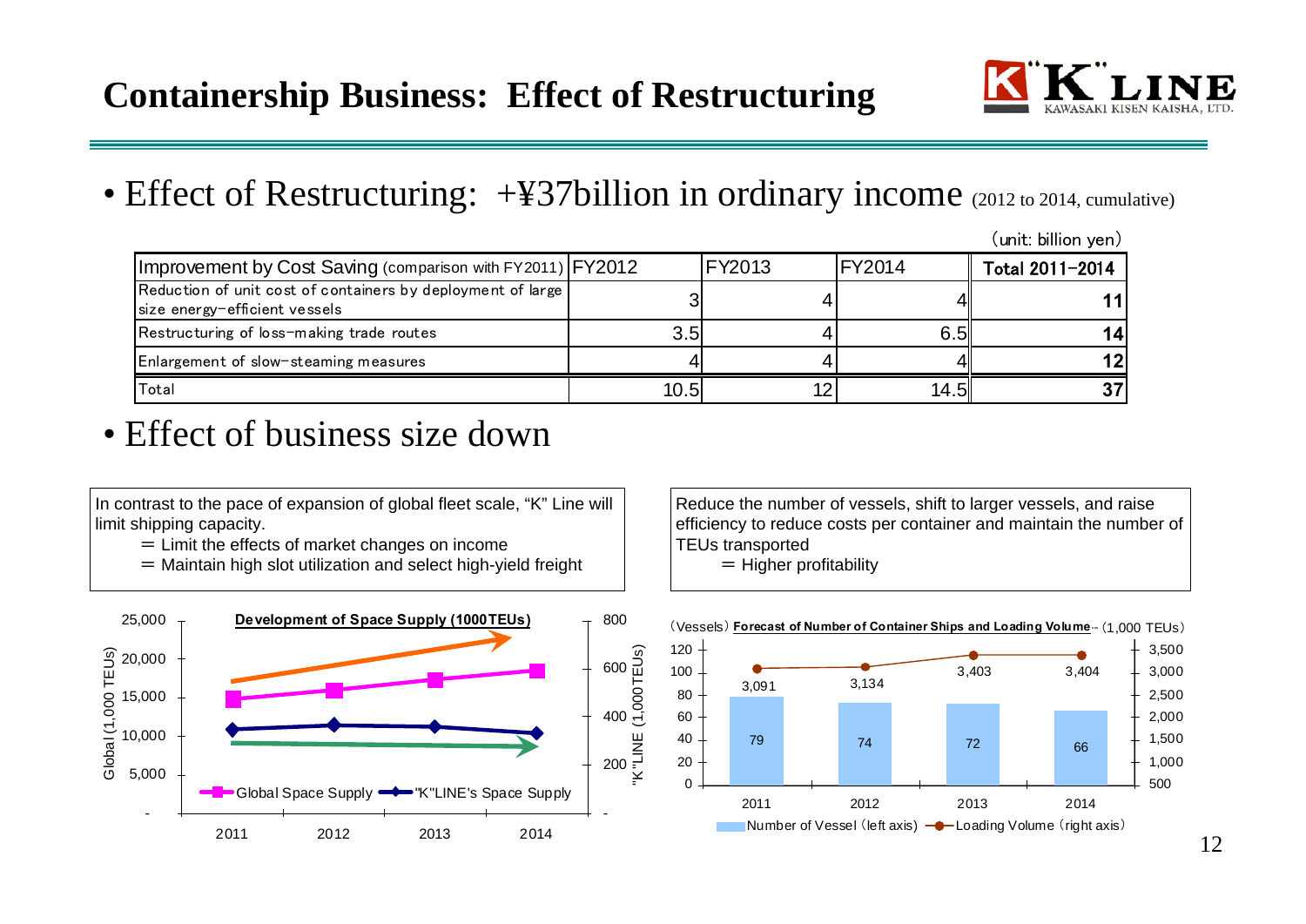# Containership Business: Effect of Restructuring

- Effect of Restructuring: +¥37billion in ordinary income (2012 to 2014, cumulative)

(unit: billion yen)

| Improvement by Cost Saving (comparison with FY2011) | FY2012 | FY2013 | FY2014 | Total 2011−2014 |
|---|---|---|---|---|
| Reduction of unit cost of containers by deployment of large size energy-efficient vessels | 3 | 4 | 4 | **11** |
| Restructuring of loss-making trade routes | 3.5 | 4 | 6.5 | **14** |
| Enlargement of slow-steaming measures | 4 | 4 | 4 | **12** |
| Total | 10.5 | 12 | 14.5 | **37** |

- Effect of business size down

In contrast to the pace of expansion of global fleet scale, "K" Line will limit shipping capacity.

= Limit the effects of market changes on income

= Maintain high slot utilization and select high-yield freight

Reduce the number of vessels, shift to larger vessels, and raise efficiency to reduce costs per container and maintain the number of TEUs transported

= Higher profitability

**Development of Space Supply (1000TEUs)**

**Forecast of Number of Container Ships and Loading Volume**

| | 2011 | 2012 | 2013 | 2014 |
|---|---|---|---|---|
| Number of Vessel (left axis) | 79 | 74 | 72 | 66 |
| Loading Volume (right axis) (1,000 TEUs) | 3,091 | 3,134 | 3,403 | 3,404 |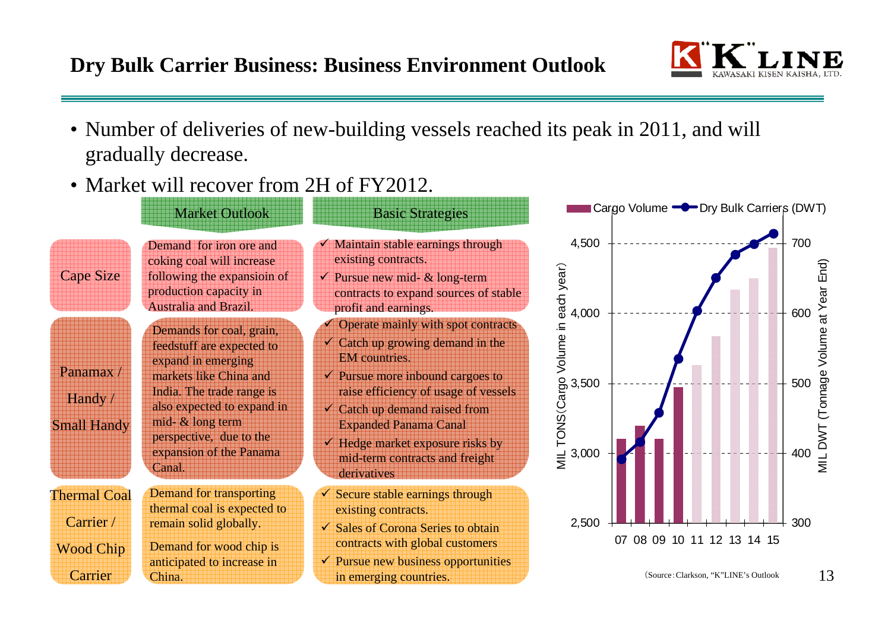# Dry Bulk Carrier Business: Business Environment Outlook

- Number of deliveries of new-building vessels reached its peak in 2011, and will gradually decrease.
- Market will recover from 2H of FY2012.

| | Market Outlook | Basic Strategies |
|---|---|---|
| Cape Size | Demand for iron ore and coking coal will increase following the expansioin of production capacity in Australia and Brazil. | ✓ Maintain stable earnings through existing contracts.<br>✓ Pursue new mid- & long-term contracts to expand sources of stable profit and earnings. |
| Panamax / Handy / Small Handy | Demands for coal, grain, feedstuff are expected to expand in emerging markets like China and India. The trade range is also expected to expand in mid- & long term perspective, due to the expansion of the Panama Canal. | ✓ Operate mainly with spot contracts<br>✓ Catch up growing demand in the EM countries.<br>✓ Pursue more inbound cargoes to raise efficiency of usage of vessels<br>✓ Catch up demand raised from Expanded Panama Canal<br>✓ Hedge market exposure risks by mid-term contracts and freight derivatives |
| Thermal Coal Carrier / Wood Chip Carrier | Demand for transporting thermal coal is expected to remain solid globally.<br>Demand for wood chip is anticipated to increase in China. | ✓ Secure stable earnings through existing contracts.<br>✓ Sales of Corona Series to obtain contracts with global customers<br>✓ Pursue new business opportunities in emerging countries. |

Legend: Cargo Volume; Dry Bulk Carriers (DWT)

Left axis: MIL TONS(Cargo Volume in each year) — 2,500 to 4,500
Right axis: MIL DWT (Tonnage Volume at Year End) — 300 to 700
Horizontal axis: 07 08 09 10 11 12 13 14 15

（Source：Clarkson, "K"LINE's Outlook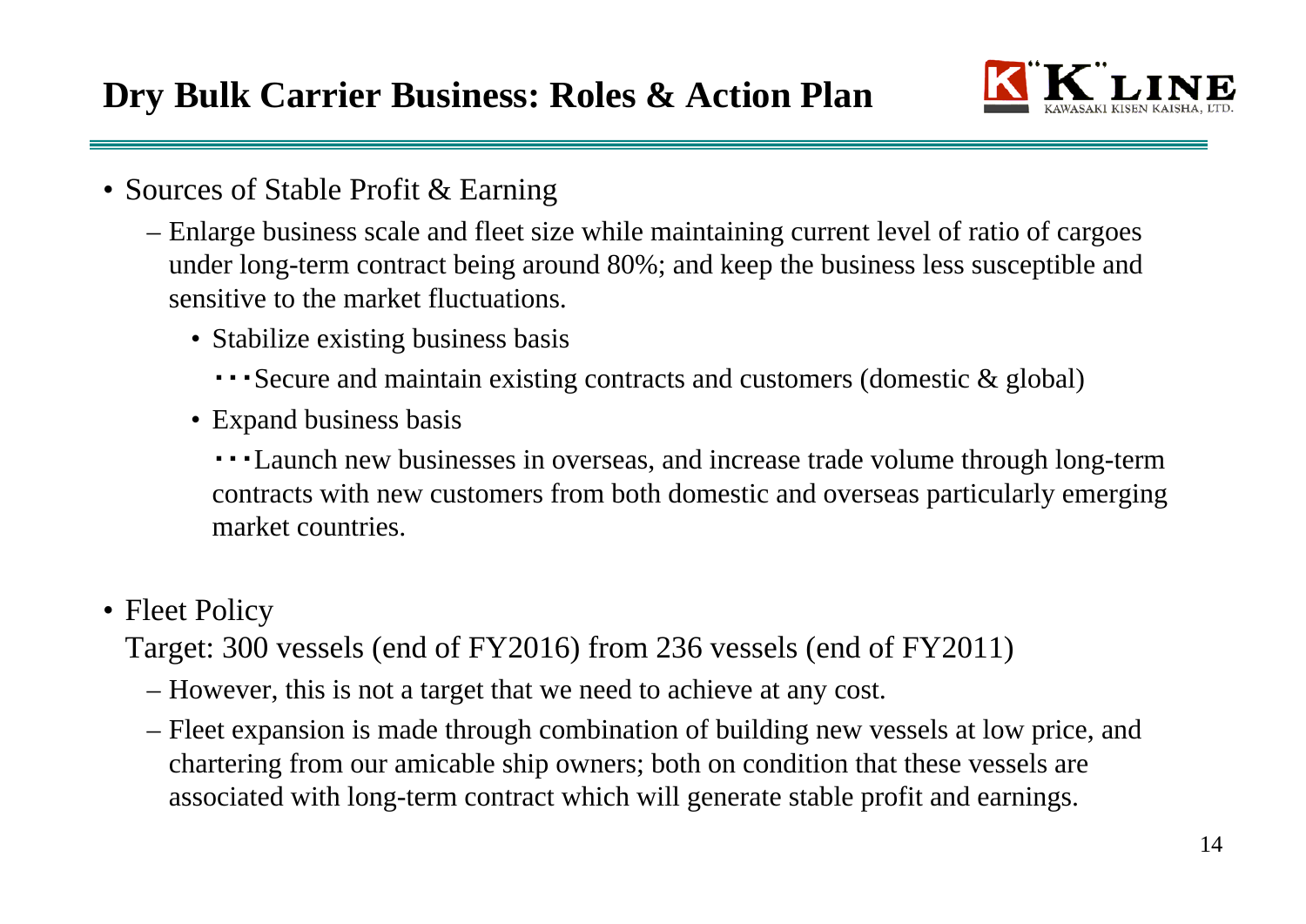# Dry Bulk Carrier Business: Roles & Action Plan

- Sources of Stable Profit & Earning
  - Enlarge business scale and fleet size while maintaining current level of ratio of cargoes under long-term contract being around 80%; and keep the business less susceptible and sensitive to the market fluctuations.
    - Stabilize existing business basis

      ･･･Secure and maintain existing contracts and customers (domestic & global)
    - Expand business basis

      ･･･Launch new businesses in overseas, and increase trade volume through long-term contracts with new customers from both domestic and overseas particularly emerging market countries.

- Fleet Policy

  Target: 300 vessels (end of FY2016) from 236 vessels (end of FY2011)
  - However, this is not a target that we need to achieve at any cost.
  - Fleet expansion is made through combination of building new vessels at low price, and chartering from our amicable ship owners; both on condition that these vessels are associated with long-term contract which will generate stable profit and earnings.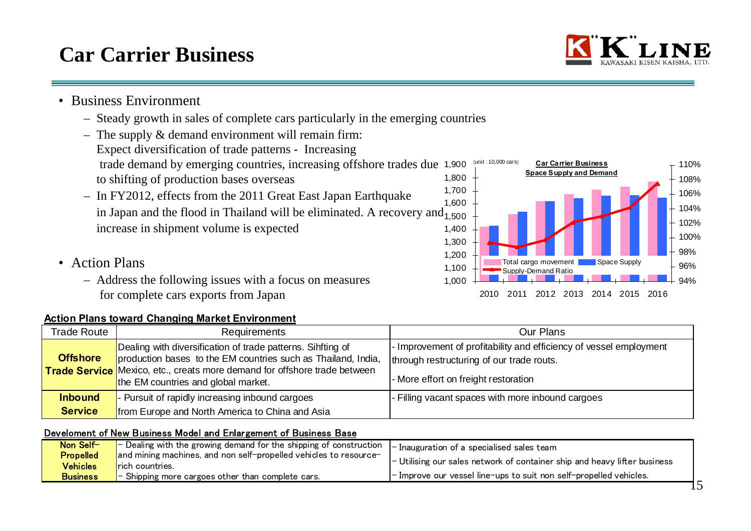# Car Carrier Business

- Business Environment
  - Steady growth in sales of complete cars particularly in the emerging countries
  - The supply & demand environment will remain firm: Expect diversification of trade patterns - Increasing trade demand by emerging countries, increasing offshore trades due to shifting of production bases overseas
  - In FY2012, effects from the 2011 Great East Japan Earthquake in Japan and the flood in Thailand will be eliminated. A recovery and increase in shipment volume is expected

**Car Carrier Business Space Supply and Demand**

(unit : 10,000 cars)

Legend: Total cargo movement, Space Supply, Supply-Demand Ratio

X-axis: 2010, 2011, 2012, 2013, 2014, 2015, 2016

Left axis: 1,000 – 1,900; Right axis: 94% – 110%

- Action Plans
  - Address the following issues with a focus on measures for complete cars exports from Japan

**Action Plans toward Changing Market Environment**

| Trade Route | Requirements | Our Plans |
|---|---|---|
| **Offshore Trade Service** | Dealing with diversification of trade patterns. Sihfting of production bases to the EM countries such as Thailand, India, Mexico, etc., creats more demand for offshore trade between the EM countries and global market. | - Improvement of profitability and efficiency of vessel employment through restructuring of our trade routs.<br>- More effort on freight restoration |
| **Inbound Service** | - Pursuit of rapidly increasing inbound cargoes from Europe and North America to China and Asia | - Filling vacant spaces with more inbound cargoes |

**Develoment of New Business Model and Enlargement of Business Base**

| | | |
|---|---|---|
| **Non Self-Propelled Vehicles Business** | - Dealing with the growing demand for the shipping of construction and mining machines, and non self-propelled vehicles to resource-rich countries.<br>- Shipping more cargoes other than complete cars. | - Inauguration of a specialised sales team<br>- Utilising our sales network of container ship and heavy lifter business<br>- Improve our vessel line-ups to suit non self-propelled vehicles. |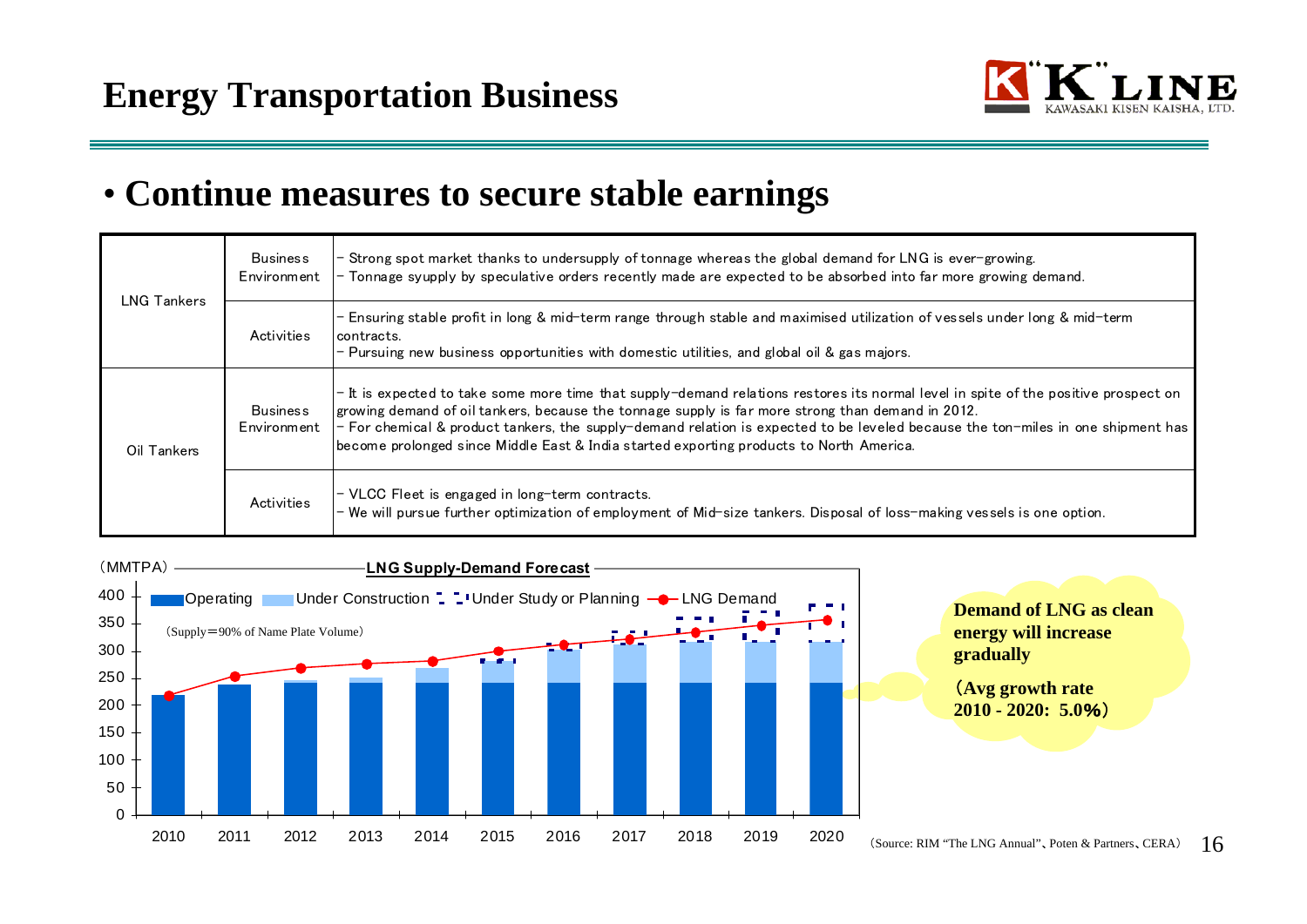# Energy Transportation Business

## • Continue measures to secure stable earnings

| | | |
|---|---|---|
| LNG Tankers | Business Environment | - Strong spot market thanks to undersupply of tonnage whereas the global demand for LNG is ever-growing.<br>- Tonnage syupply by speculative orders recently made are expected to be absorbed into far more growing demand. |
| | Activities | - Ensuring stable profit in long & mid-term range through stable and maximised utilization of vessels under long & mid-term contracts.<br>- Pursuing new business opportunities with domestic utilities, and global oil & gas majors. |
| Oil Tankers | Business Environment | - It is expected to take some more time that supply-demand relations restores its normal level in spite of the positive prospect on growing demand of oil tankers, because the tonnage supply is far more strong than demand in 2012.<br>- For chemical & product tankers, the supply-demand relation is expected to be leveled because the ton-miles in one shipment has become prolonged since Middle East & India started exporting products to North America. |
| | Activities | - VLCC Fleet is engaged in long-term contracts.<br>- We will pursue further optimization of employment of Mid-size tankers. Disposal of loss-making vessels is one option. |

**LNG Supply-Demand Forecast**

(MMTPA)

Operating / Under Construction / Under Study or Planning / LNG Demand

(Supply＝90% of Name Plate Volume)

| Year | 2010 | 2011 | 2012 | 2013 | 2014 | 2015 | 2016 | 2017 | 2018 | 2019 | 2020 |
|---|---|---|---|---|---|---|---|---|---|---|---|

**Demand of LNG as clean energy will increase gradually**

**（Avg growth rate 2010 - 2020: 5.0%）**

（Source: RIM "The LNG Annual"、Poten & Partners、CERA）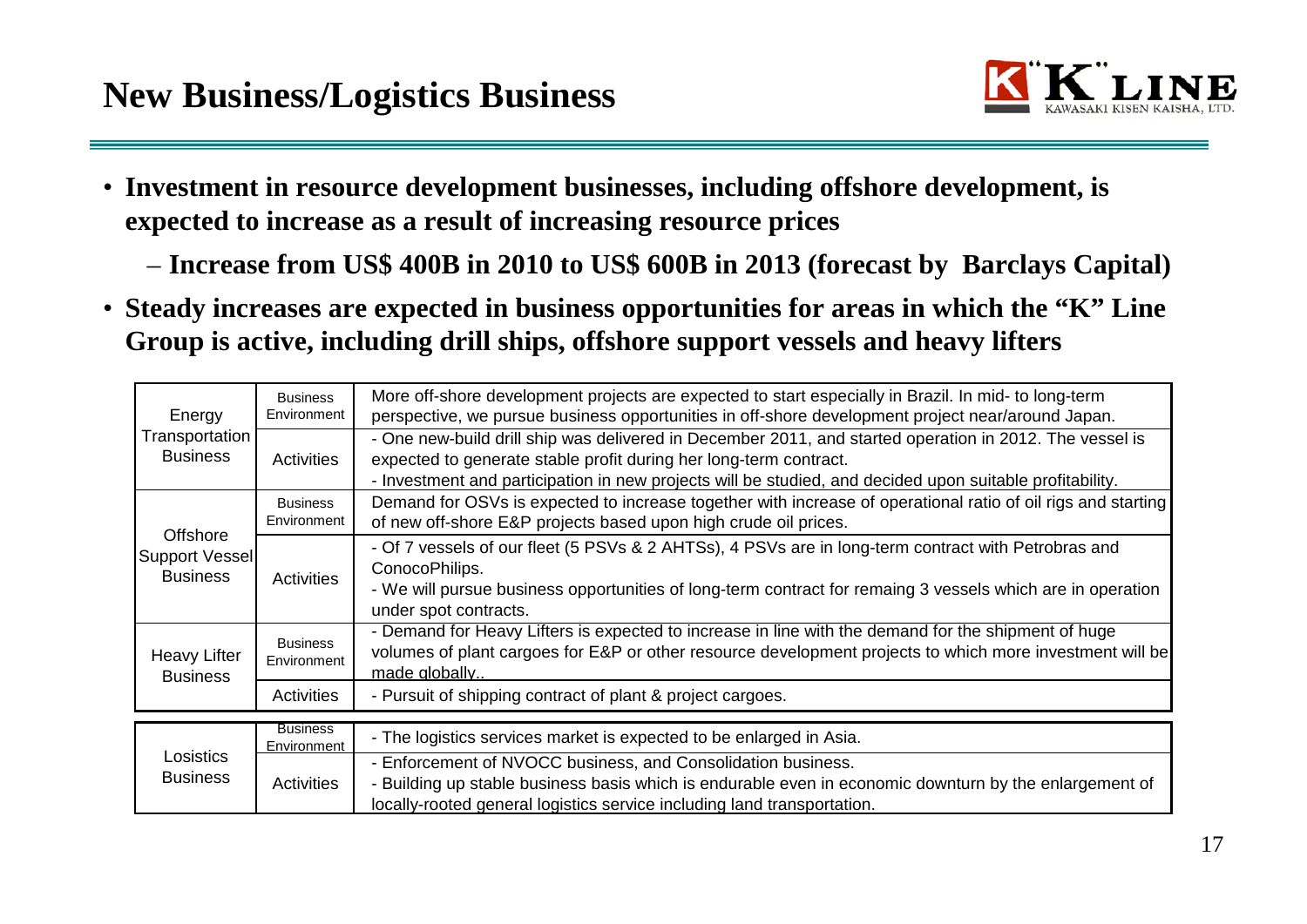# New Business/Logistics Business

- **Investment in resource development businesses, including offshore development, is expected to increase as a result of increasing resource prices**
  - **Increase from US$ 400B in 2010 to US$ 600B in 2013 (forecast by Barclays Capital)**
- **Steady increases are expected in business opportunities for areas in which the "K" Line Group is active, including drill ships, offshore support vessels and heavy lifters**

| | | |
|---|---|---|
| Energy Transportation Business | Business Environment | More off-shore development projects are expected to start especially in Brazil. In mid- to long-term perspective, we pursue business opportunities in off-shore development project near/around Japan. |
| | Activities | - One new-build drill ship was delivered in December 2011, and started operation in 2012. The vessel is expected to generate stable profit during her long-term contract.<br>- Investment and participation in new projects will be studied, and decided upon suitable profitability. |
| Offshore Support Vessel Business | Business Environment | Demand for OSVs is expected to increase together with increase of operational ratio of oil rigs and starting of new off-shore E&P projects based upon high crude oil prices. |
| | Activities | - Of 7 vessels of our fleet (5 PSVs & 2 AHTSs), 4 PSVs are in long-term contract with Petrobras and ConocoPhilips.<br>- We will pursue business opportunities of long-term contract for remaing 3 vessels which are in operation under spot contracts. |
| Heavy Lifter Business | Business Environment | - Demand for Heavy Lifters is expected to increase in line with the demand for the shipment of huge volumes of plant cargoes for E&P or other resource development projects to which more investment will be made globally.. |
| | Activities | - Pursuit of shipping contract of plant & project cargoes. |

| | | |
|---|---|---|
| Losistics Business | Business Environment | - The logistics services market is expected to be enlarged in Asia. |
| | Activities | - Enforcement of NVOCC business, and Consolidation business.<br>- Building up stable business basis which is endurable even in economic downturn by the enlargement of locally-rooted general logistics service including land transportation. |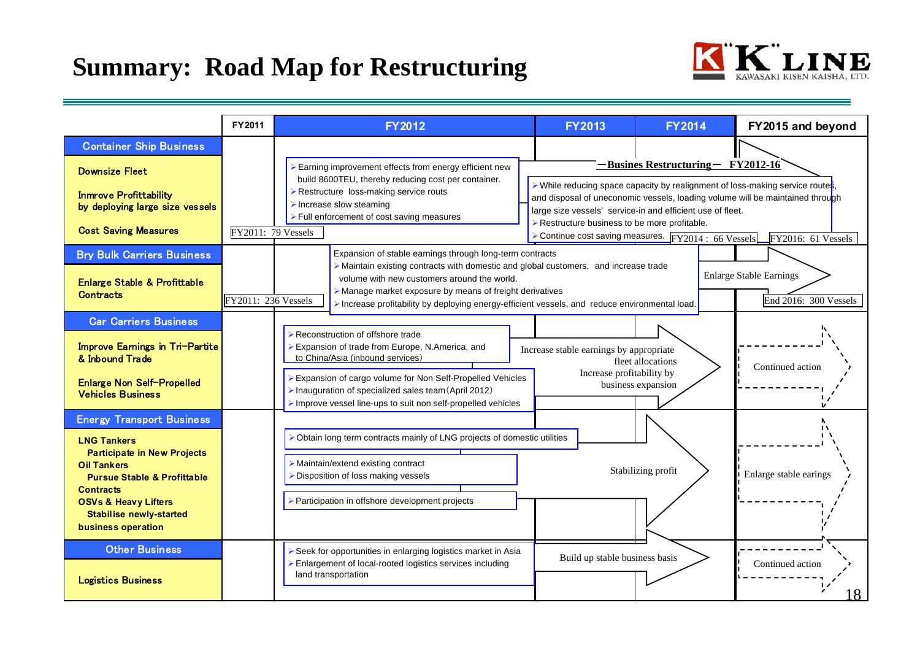# Summary: Road Map for Restructuring

| | FY2011 | FY2012 | FY2013 | FY2014 | FY2015 and beyond |
|---|---|---|---|---|---|
| **Container Ship Business**<br>Downsize Fleet<br>Inmrove Profittability by deploying large size vessels<br>Cost Saving Measures | FY2011: 79 Vessels | ➢ Earning improvement effects from energy efficient new build 8600TEU, thereby reducing cost per container.<br>➢ Restructure loss-making service routs<br>➢ Increase slow steaming<br>➢ Full enforcement of cost saving measures | −Busines Restructuring− FY2012-16<br>➢ While reducing space capacity by realignment of loss-making service routes, and disposal of uneconomic vessels, loading volume will be maintained through large size vessels' service-in and efficient use of fleet.<br>➢ Restructure business to be more profitable.<br>➢ Continue cost saving measures. | FY2014 : 66 Vessels | FY2016: 61 Vessels |
| **Bry Bulk Carriers Business**<br>Enlarge Stable & Profittable Contracts | FY2011: 236 Vessels | Expansion of stable earnings through long-term contracts<br>➢ Maintain existing contracts with domestic and global customers, and increase trade volume with new customers around the world.<br>➢ Manage market exposure by means of freight derivatives<br>➢ Increase profitability by deploying energy-efficient vessels, and reduce environmental load. | | Enlarge Stable Earnings | End 2016: 300 Vessels |
| **Car Carriers Business**<br>Improve Earnings in Tri-Partite & Inbound Trade<br>Enlarge Non Self-Propelled Vehicles Business | | ➢ Reconstruction of offshore trade<br>➢ Expansion of trade from Europe, N.America, and to China/Asia (inbound services)<br>➢ Expansion of cargo volume for Non Self-Propelled Vehicles<br>➢ Inauguration of specialized sales team (April 2012)<br>➢ Improve vessel line-ups to suit non self-propelled vehicles | Increase stable earnings by appropriate fleet allocations<br>Increase profitability by business expansion | | Continued action |
| **Energy Transport Business**<br>LNG Tankers<br>Participate in New Projects<br>Oil Tankers<br>Pursue Stable & Profittable Contracts<br>OSVs & Heavy Lifters<br>Stabilise newly-started business operation | | ➢ Obtain long term contracts mainly of LNG projects of domestic utilities<br>➢ Maintain/extend existing contract<br>➢ Disposition of loss making vessels<br>➢ Participation in offshore development projects | Stabilizing profit | | Enlarge stable earings |
| **Other Business**<br>Logistics Business | | ➢ Seek for opportunities in enlarging logistics market in Asia<br>➢ Enlargement of local-rooted logistics services including land transportation | Build up stable business basis | | Continued action |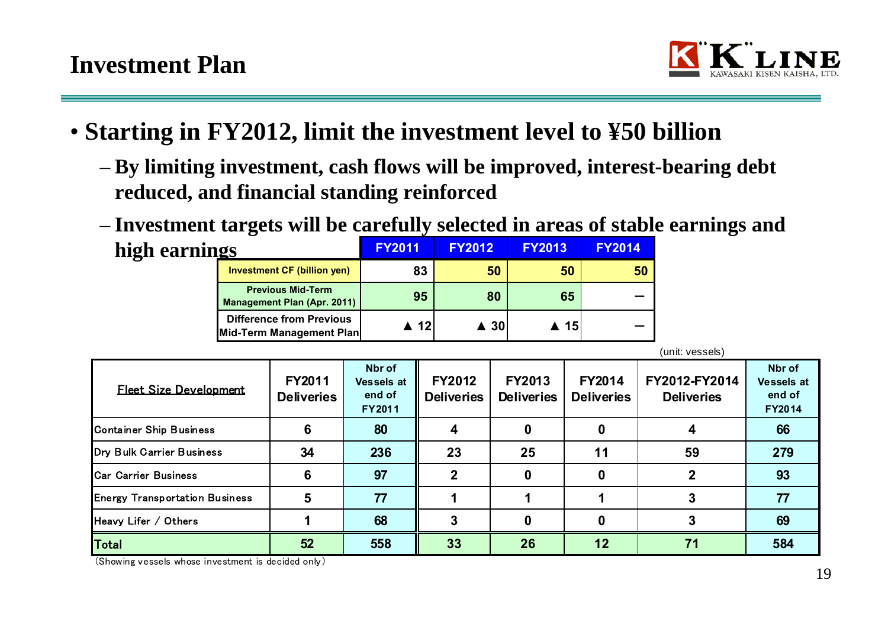# Investment Plan

- **Starting in FY2012, limit the investment level to ¥50 billion**
  - **By limiting investment, cash flows will be improved, interest-bearing debt reduced, and financial standing reinforced**
  - **Investment targets will be carefully selected in areas of stable earnings and high earnings**

| | FY2011 | FY2012 | FY2013 | FY2014 |
|---|---|---|---|---|
| Investment CF (billion yen) | 83 | 50 | 50 | 50 |
| Previous Mid-Term Management Plan (Apr. 2011) | 95 | 80 | 65 | — |
| Difference from Previous Mid-Term Management Plan | ▲ 12 | ▲ 30 | ▲ 15 | — |

(unit: vessels)

| Fleet Size Development | FY2011 Deliveries | Nbr of Vessels at end of FY2011 | FY2012 Deliveries | FY2013 Deliveries | FY2014 Deliveries | FY2012-FY2014 Deliveries | Nbr of Vessels at end of FY2014 |
|---|---|---|---|---|---|---|---|
| Container Ship Business | 6 | 80 | 4 | 0 | 0 | 4 | 66 |
| Dry Bulk Carrier Business | 34 | 236 | 23 | 25 | 11 | 59 | 279 |
| Car Carrier Business | 6 | 97 | 2 | 0 | 0 | 2 | 93 |
| Energy Transportation Business | 5 | 77 | 1 | 1 | 1 | 3 | 77 |
| Heavy Lifer / Others | 1 | 68 | 3 | 0 | 0 | 3 | 69 |
| Total | 52 | 558 | 33 | 26 | 12 | 71 | 584 |

(Showing vessels whose investment is decided only)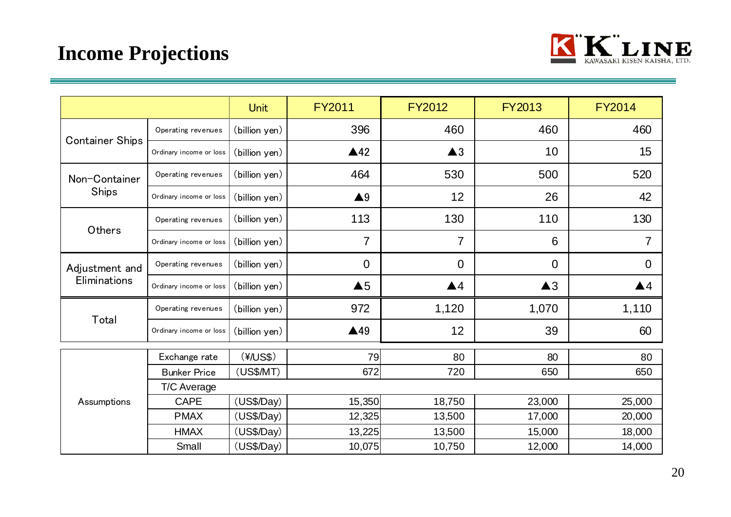# Income Projections

| | | Unit | FY2011 | FY2012 | FY2013 | FY2014 |
|---|---|---|---|---|---|---|
| Container Ships | Operating revenues | (billion yen) | 396 | 460 | 460 | 460 |
| | Ordinary income or loss | (billion yen) | ▲42 | ▲3 | 10 | 15 |
| Non-Container Ships | Operating revenues | (billion yen) | 464 | 530 | 500 | 520 |
| | Ordinary income or loss | (billion yen) | ▲9 | 12 | 26 | 42 |
| Others | Operating revenues | (billion yen) | 113 | 130 | 110 | 130 |
| | Ordinary income or loss | (billion yen) | 7 | 7 | 6 | 7 |
| Adjustment and Eliminations | Operating revenues | (billion yen) | 0 | 0 | 0 | 0 |
| | Ordinary income or loss | (billion yen) | ▲5 | ▲4 | ▲3 | ▲4 |
| Total | Operating revenues | (billion yen) | 972 | 1,120 | 1,070 | 1,110 |
| | Ordinary income or loss | (billion yen) | ▲49 | 12 | 39 | 60 |

| | | | FY2011 | FY2012 | FY2013 | FY2014 |
|---|---|---|---|---|---|---|
| Assumptions | Exchange rate | (¥/US$) | 79 | 80 | 80 | 80 |
| | Bunker Price | (US$/MT) | 672 | 720 | 650 | 650 |
| | T/C Average | | | | | |
| | CAPE | (US$/Day) | 15,350 | 18,750 | 23,000 | 25,000 |
| | PMAX | (US$/Day) | 12,325 | 13,500 | 17,000 | 20,000 |
| | HMAX | (US$/Day) | 13,225 | 13,500 | 15,000 | 18,000 |
| | Small | (US$/Day) | 10,075 | 10,750 | 12,000 | 14,000 |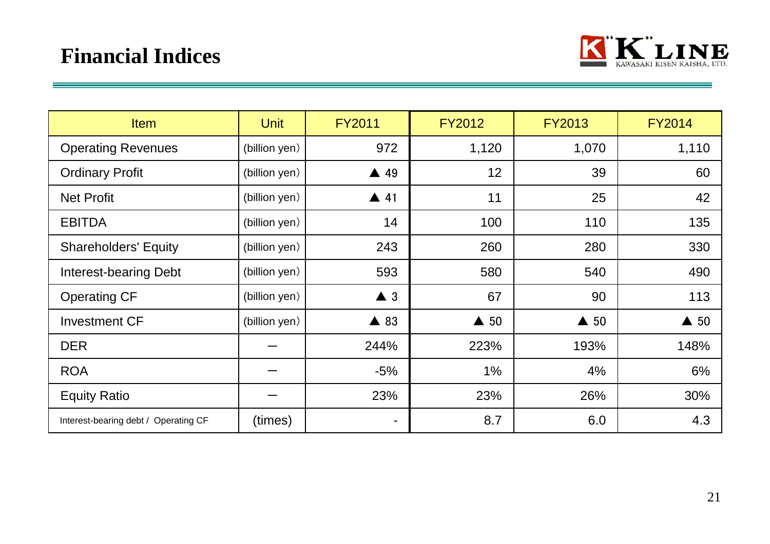# Financial Indices

| Item | Unit | FY2011 | FY2012 | FY2013 | FY2014 |
|---|---|---|---|---|---|
| Operating Revenues | (billion yen) | 972 | 1,120 | 1,070 | 1,110 |
| Ordinary Profit | (billion yen) | ▲ 49 | 12 | 39 | 60 |
| Net Profit | (billion yen) | ▲ 41 | 11 | 25 | 42 |
| EBITDA | (billion yen) | 14 | 100 | 110 | 135 |
| Shareholders' Equity | (billion yen) | 243 | 260 | 280 | 330 |
| Interest-bearing Debt | (billion yen) | 593 | 580 | 540 | 490 |
| Operating CF | (billion yen) | ▲ 3 | 67 | 90 | 113 |
| Investment CF | (billion yen) | ▲ 83 | ▲ 50 | ▲ 50 | ▲ 50 |
| DER | ― | 244% | 223% | 193% | 148% |
| ROA | ― | -5% | 1% | 4% | 6% |
| Equity Ratio | ― | 23% | 23% | 26% | 30% |
| Interest-bearing debt / Operating CF | (times) | - | 8.7 | 6.0 | 4.3 |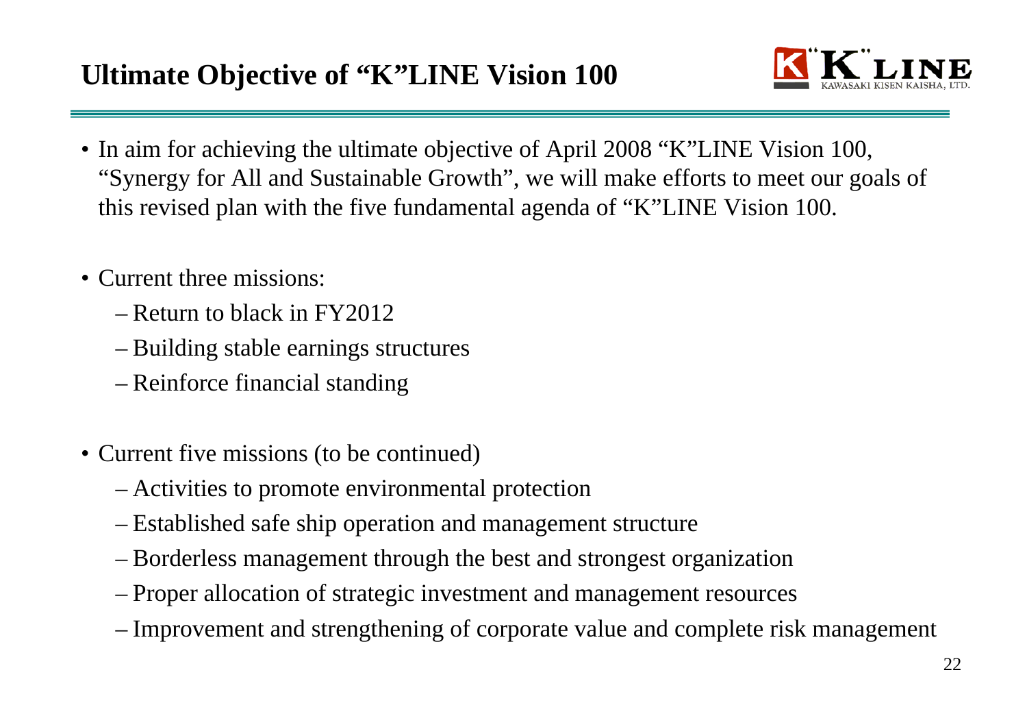# Ultimate Objective of "K"LINE Vision 100

- In aim for achieving the ultimate objective of April 2008 "K"LINE Vision 100, "Synergy for All and Sustainable Growth", we will make efforts to meet our goals of this revised plan with the five fundamental agenda of "K"LINE Vision 100.

- Current three missions:
  - Return to black in FY2012
  - Building stable earnings structures
  - Reinforce financial standing

- Current five missions (to be continued)
  - Activities to promote environmental protection
  - Established safe ship operation and management structure
  - Borderless management through the best and strongest organization
  - Proper allocation of strategic investment and management resources
  - Improvement and strengthening of corporate value and complete risk management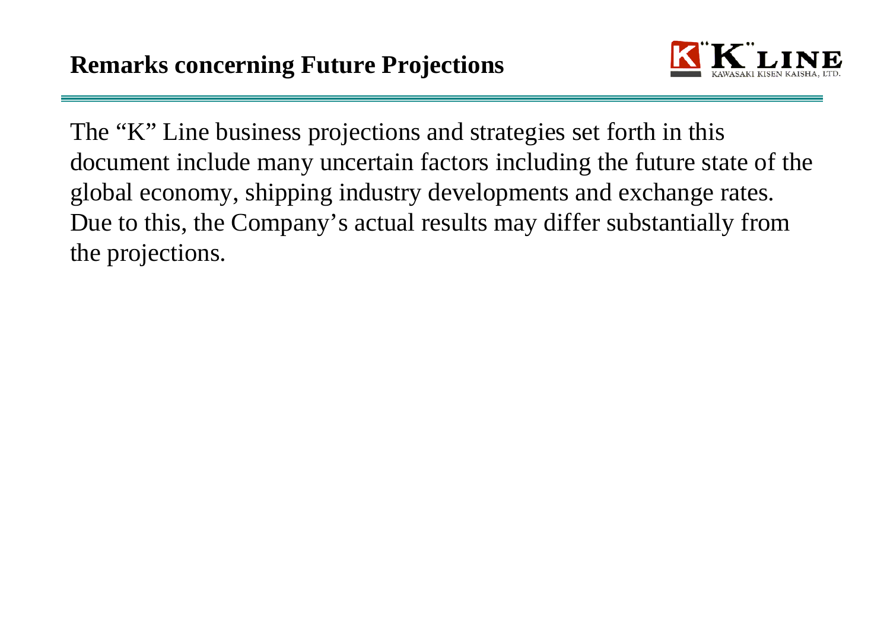# Remarks concerning Future Projections

The “K” Line business projections and strategies set forth in this document include many uncertain factors including the future state of the global economy, shipping industry developments and exchange rates. Due to this, the Company’s actual results may differ substantially from the projections.